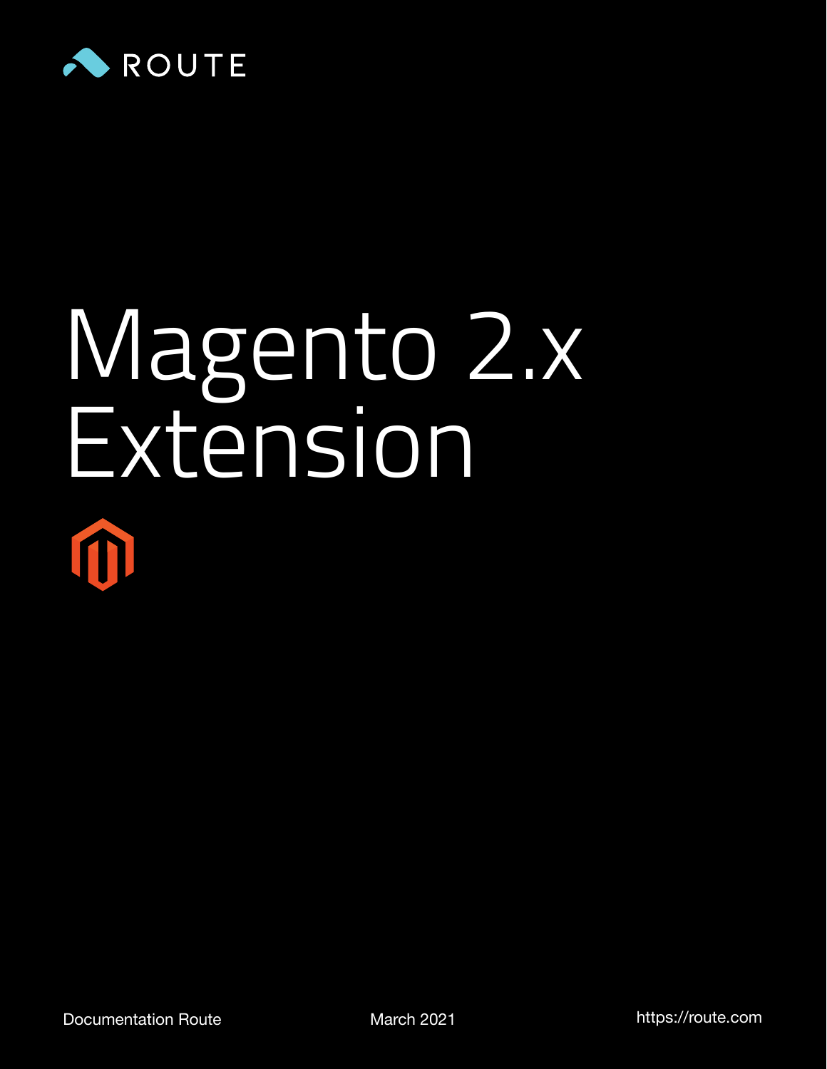ROUTE

# Magento 2.x Extension

Documentation Route

March 2021

https://route.com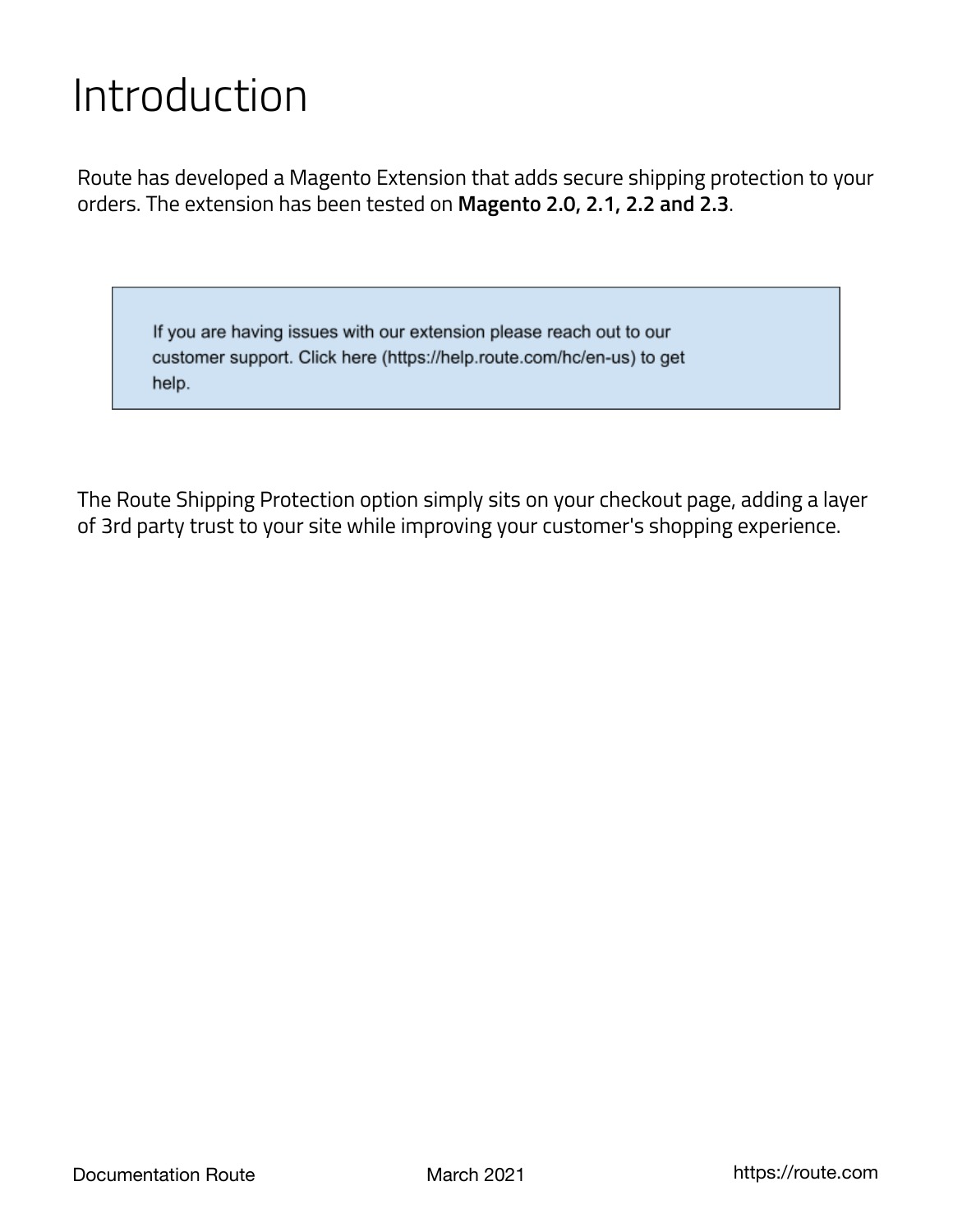# Introduction

Route has developed a Magento Extension that adds secure shipping protection to your orders. The extension has been tested on **Magento 2.0, 2.1, 2.2 and 2.3**.

> If you are having issues with our extension please reach out to our customer support. Click here (https://help.route.com/hc/en-us) to get help.

The Route Shipping Protection option simply sits on your checkout page, adding a layer of 3rd party trust to your site while improving your customer's shopping experience.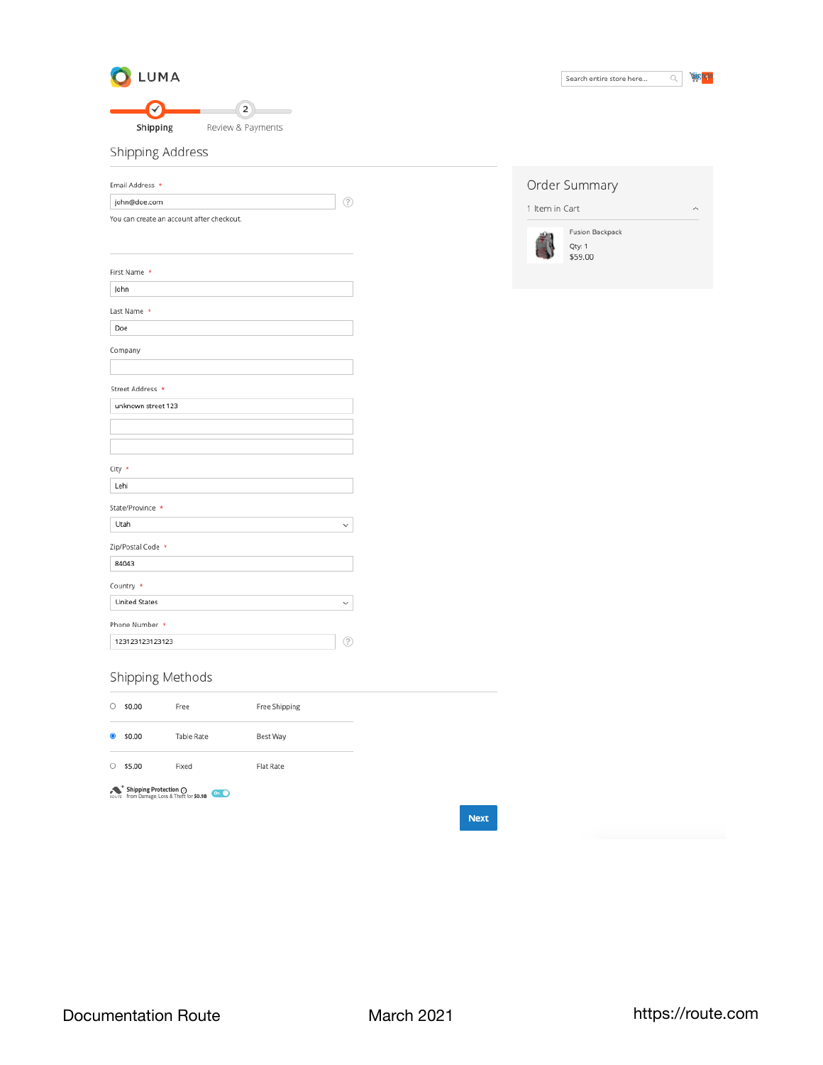LUMA

Shipping — Review & Payments

## Shipping Address

Email Address *

john@doe.com

You can create an account after checkout.

First Name *

John

Last Name *

Doe

Company

Street Address *

unknown street 123

City *

Lehi

State/Province *

Utah

Zip/Postal Code *

84043

Country *

United States

Phone Number *

123123123123123

## Shipping Methods

| | | | |
|---|---|---|---|
| ○ | $0.00 | Free | Free Shipping |
| ● | $0.00 | Table Rate | Best Way |
| ○ | $5.00 | Fixed | Flat Rate |

Shipping Protection from Damage, Loss & Theft for $0.98 — On

Next

## Order Summary

1 Item in Cart

Fusion Backpack

Qty: 1

$59.00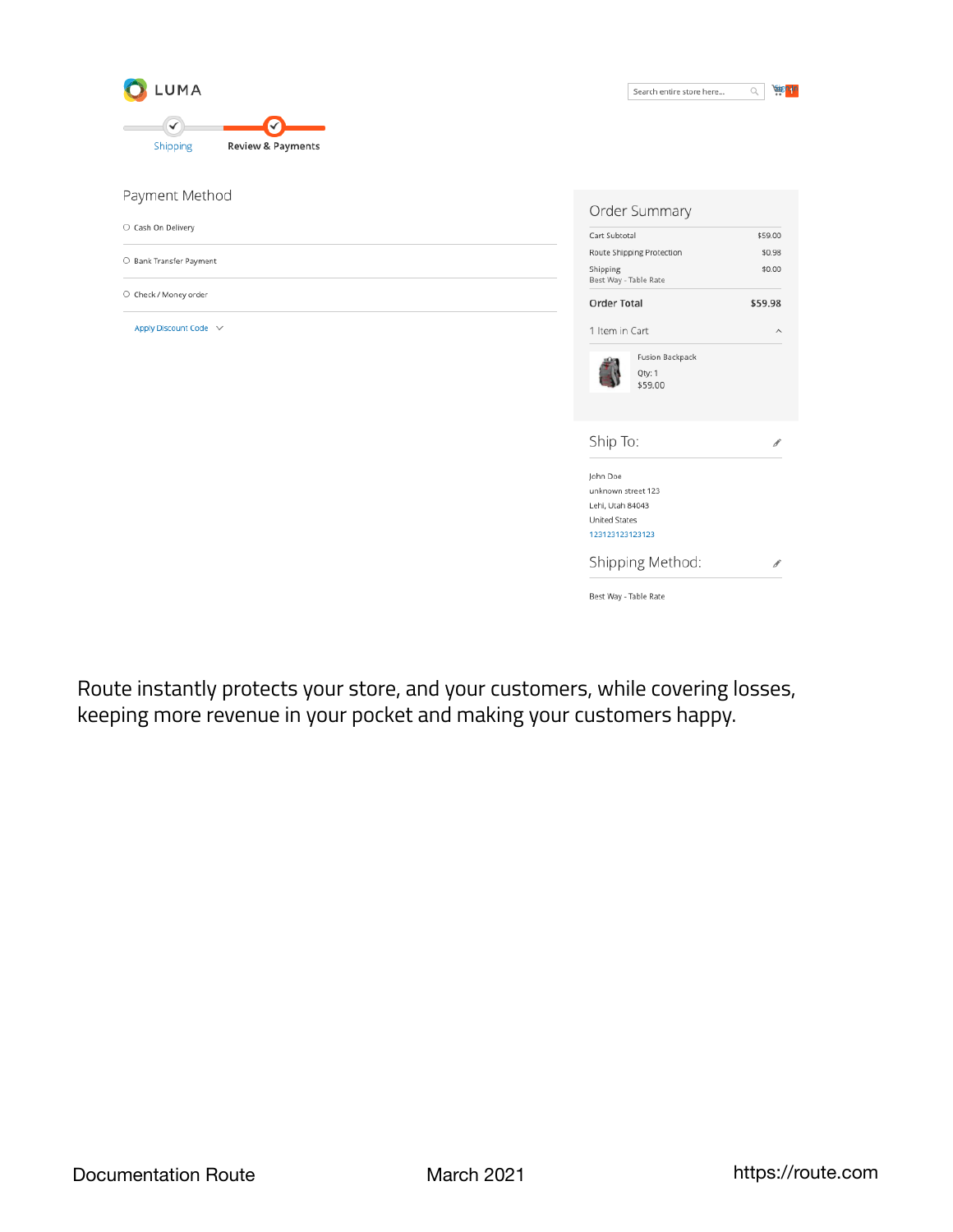LUMA

Shipping — Review & Payments

Payment Method

- Cash On Delivery
- Bank Transfer Payment
- Check / Money order

Apply Discount Code

Order Summary

| | |
|---|---|
| Cart Subtotal | $59.00 |
| Route Shipping Protection | $0.98 |
| Shipping<br>Best Way - Table Rate | $0.00 |
| **Order Total** | **$59.98** |

1 Item in Cart

Fusion Backpack
Qty: 1
$59.00

Ship To:

John Doe
unknown street 123
Lehi, Utah 84043
United States
123123123123123

Shipping Method:

Best Way - Table Rate

Route instantly protects your store, and your customers, while covering losses, keeping more revenue in your pocket and making your customers happy.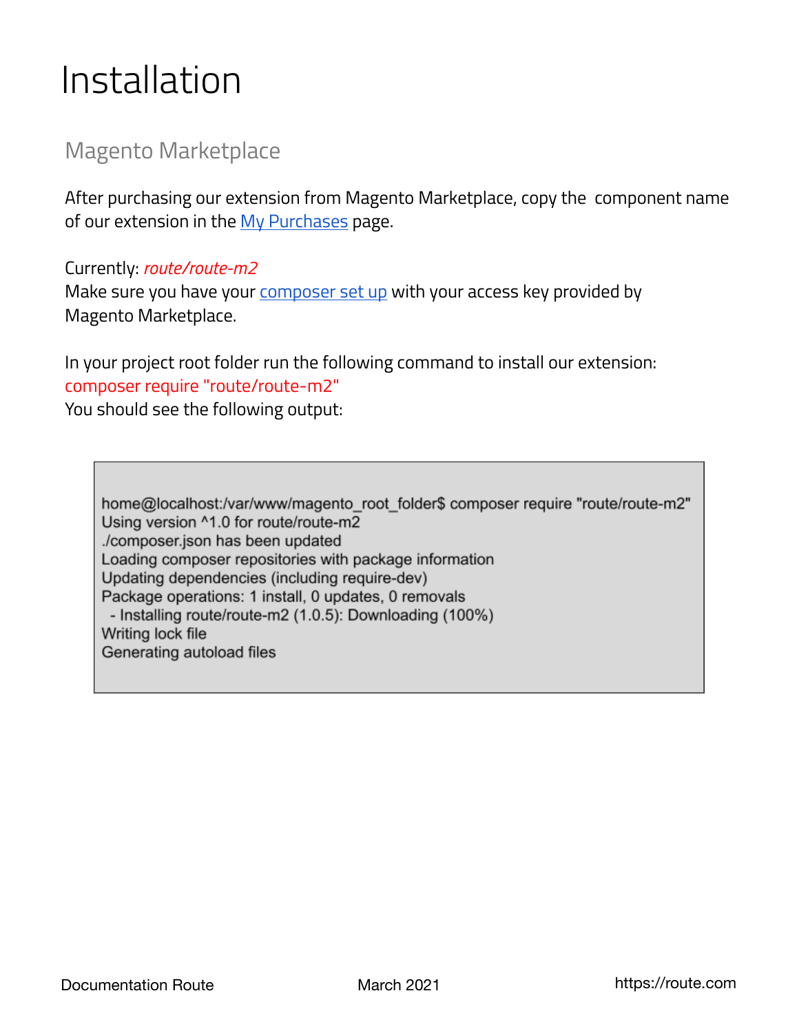# Installation

## Magento Marketplace

After purchasing our extension from Magento Marketplace, copy the component name of our extension in the [My Purchases]() page.

Currently: *route/route-m2*
Make sure you have your [composer set up]() with your access key provided by Magento Marketplace.

In your project root folder run the following command to install our extension:
composer require "route/route-m2"
You should see the following output:

```
home@localhost:/var/www/magento_root_folder$ composer require "route/route-m2"
Using version ^1.0 for route/route-m2
./composer.json has been updated
Loading composer repositories with package information
Updating dependencies (including require-dev)
Package operations: 1 install, 0 updates, 0 removals
  - Installing route/route-m2 (1.0.5): Downloading (100%)
Writing lock file
Generating autoload files
```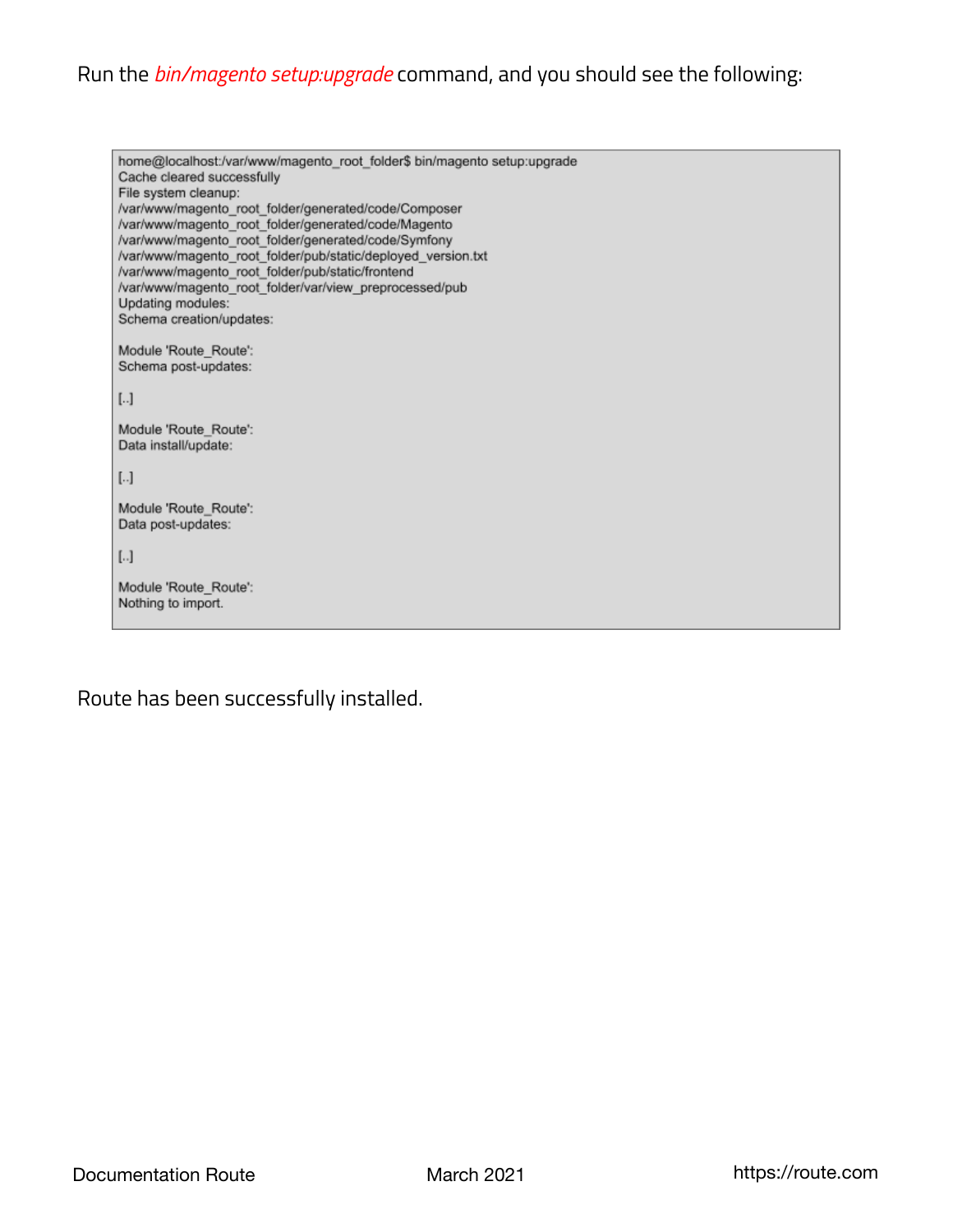Run the *bin/magento setup:upgrade* command, and you should see the following:

```
home@localhost:/var/www/magento_root_folder$ bin/magento setup:upgrade
Cache cleared successfully
File system cleanup:
/var/www/magento_root_folder/generated/code/Composer
/var/www/magento_root_folder/generated/code/Magento
/var/www/magento_root_folder/generated/code/Symfony
/var/www/magento_root_folder/pub/static/deployed_version.txt
/var/www/magento_root_folder/pub/static/frontend
/var/www/magento_root_folder/var/view_preprocessed/pub
Updating modules:
Schema creation/updates:

Module 'Route_Route':
Schema post-updates:

[..]

Module 'Route_Route':
Data install/update:

[..]

Module 'Route_Route':
Data post-updates:

[..]

Module 'Route_Route':
Nothing to import.
```

Route has been successfully installed.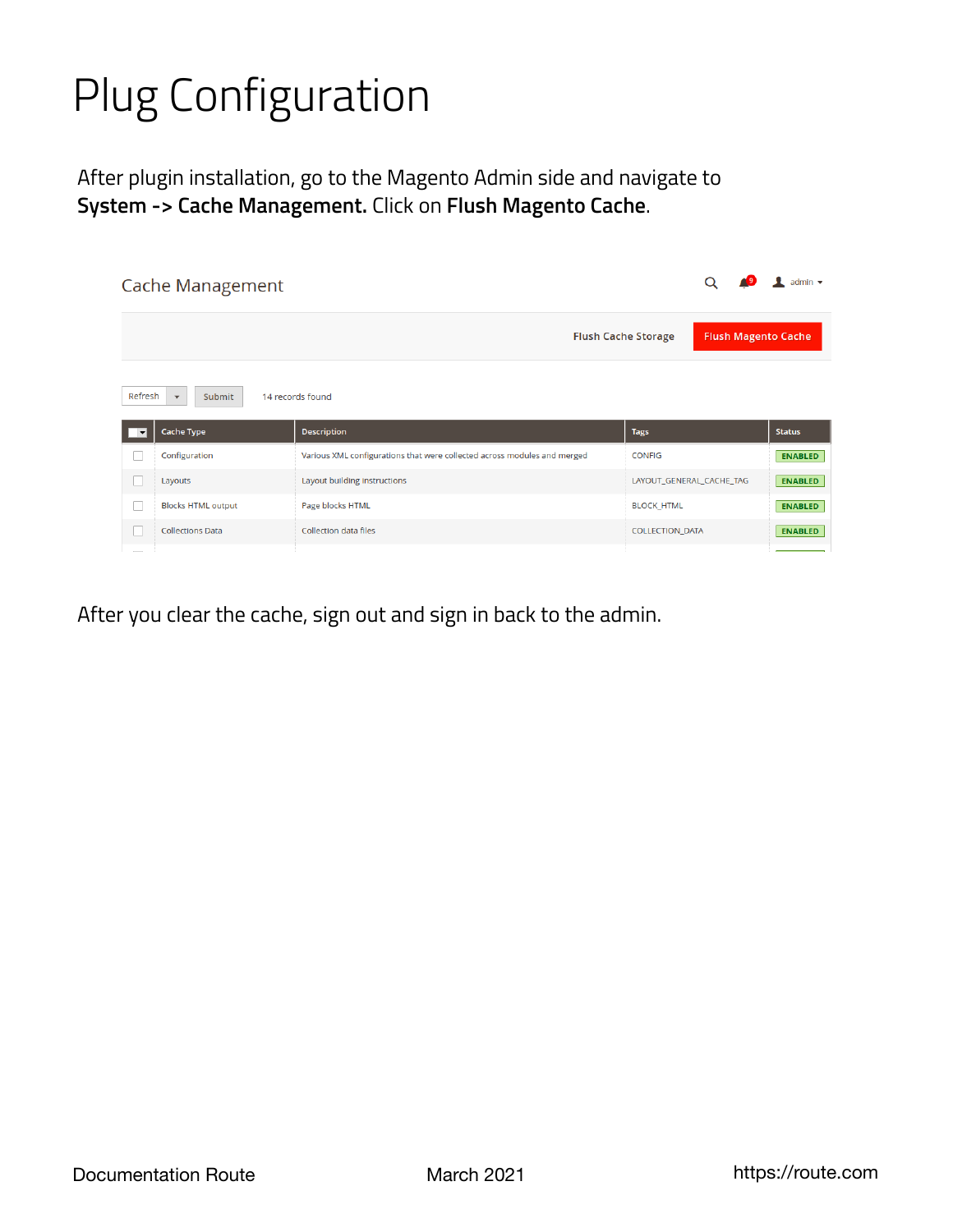# Plug Configuration

After plugin installation, go to the Magento Admin side and navigate to **System -> Cache Management.** Click on **Flush Magento Cache**.

After you clear the cache, sign out and sign in back to the admin.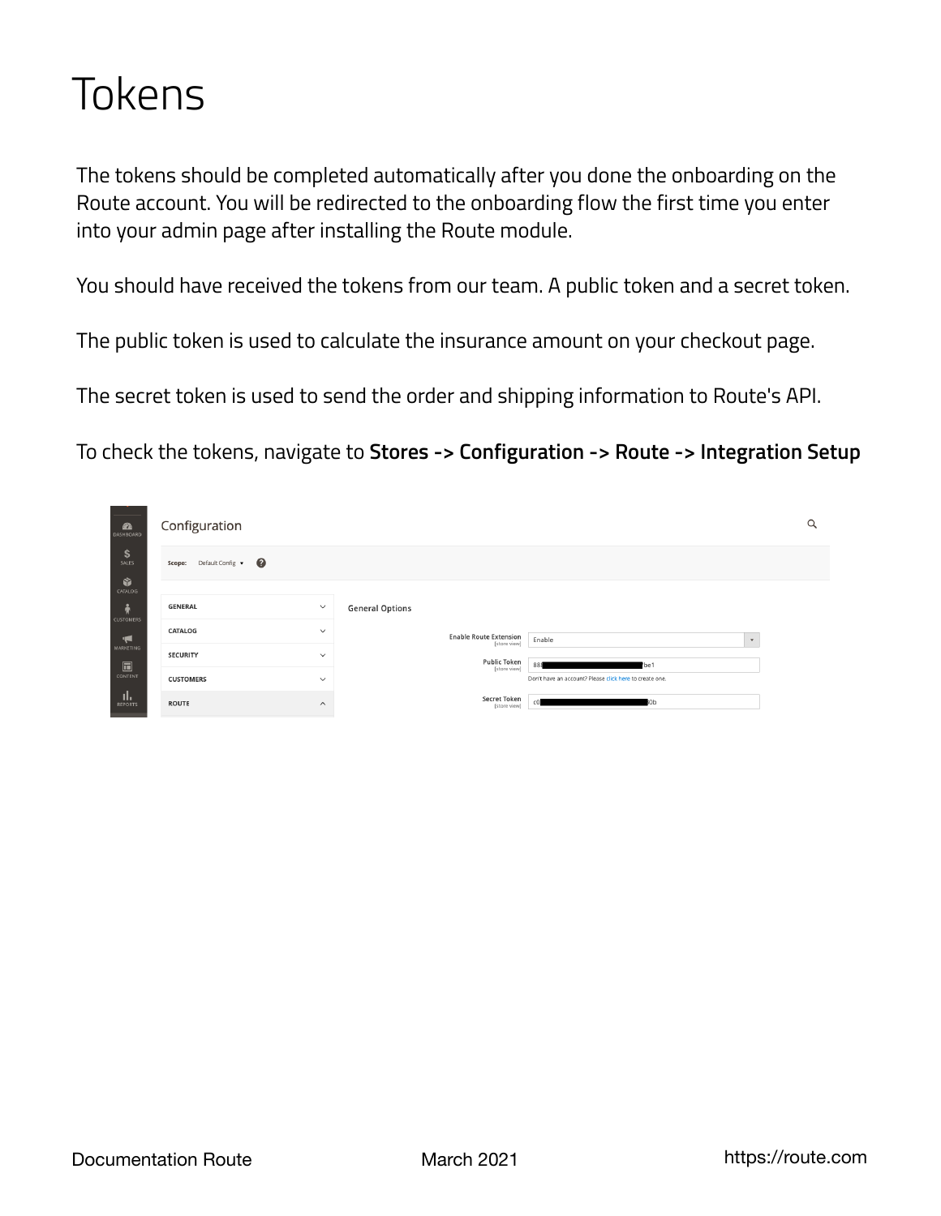# Tokens

The tokens should be completed automatically after you done the onboarding on the Route account. You will be redirected to the onboarding flow the first time you enter into your admin page after installing the Route module.

You should have received the tokens from our team. A public token and a secret token.

The public token is used to calculate the insurance amount on your checkout page.

The secret token is used to send the order and shipping information to Route's API.

To check the tokens, navigate to **Stores -> Configuration -> Route -> Integration Setup**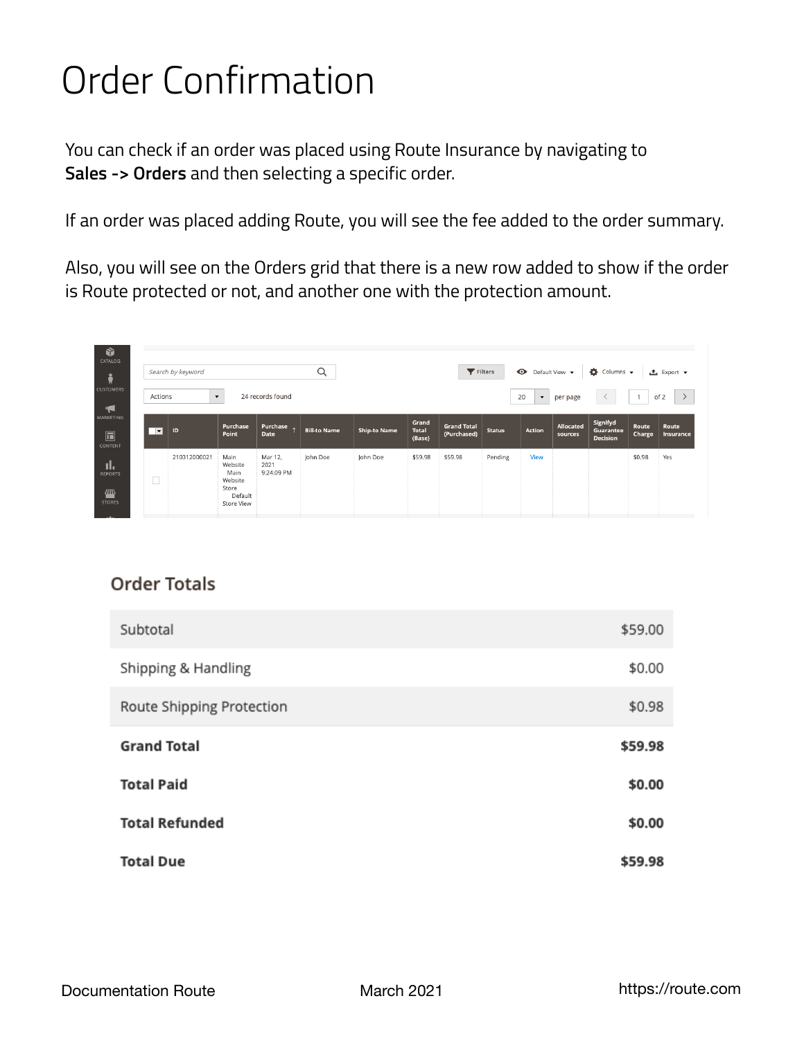# Order Confirmation

You can check if an order was placed using Route Insurance by navigating to **Sales -> Orders** and then selecting a specific order.

If an order was placed adding Route, you will see the fee added to the order summary.

Also, you will see on the Orders grid that there is a new row added to show if the order is Route protected or not, and another one with the protection amount.

| ID | Purchase Point | Purchase Date | Bill-to Name | Ship-to Name | Grand Total (Base) | Grand Total (Purchased) | Status | Action | Allocated sources | Signifyd Guarantee Decision | Route Charge | Route Insurance |
|---|---|---|---|---|---|---|---|---|---|---|---|---|
| 210312000021 | Main Website Main Website Store Default Store View | Mar 12, 2021 9:24:09 PM | John Doe | John Doe | $59.98 | $59.98 | Pending | View | | | $0.98 | Yes |

## Order Totals

| | |
|---|---|
| Subtotal | $59.00 |
| Shipping & Handling | $0.00 |
| Route Shipping Protection | $0.98 |
| **Grand Total** | **$59.98** |
| **Total Paid** | **$0.00** |
| **Total Refunded** | **$0.00** |
| **Total Due** | **$59.98** |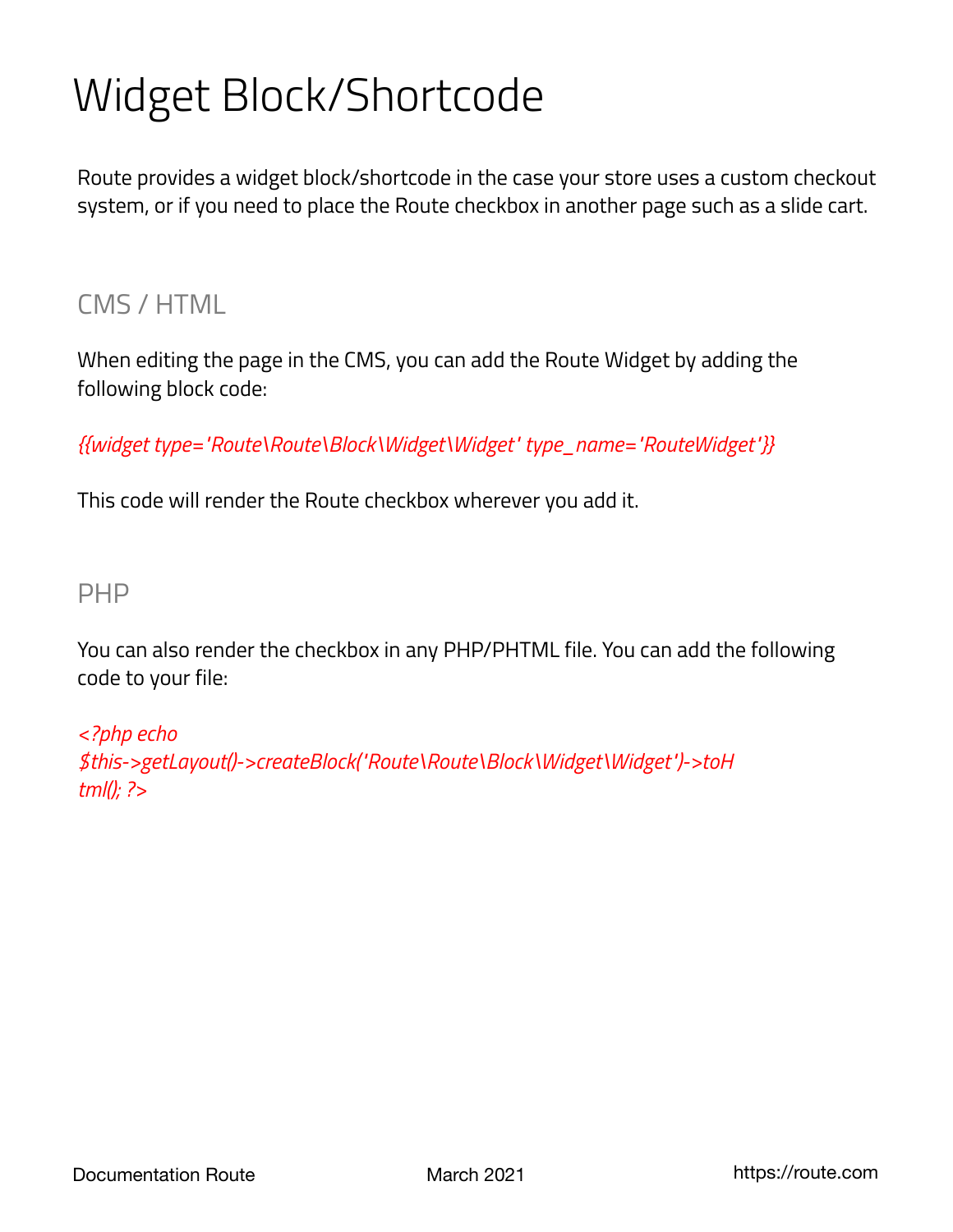# Widget Block/Shortcode

Route provides a widget block/shortcode in the case your store uses a custom checkout system, or if you need to place the Route checkbox in another page such as a slide cart.

## CMS / HTML

When editing the page in the CMS, you can add the Route Widget by adding the following block code:

```
{{widget type='Route\Route\Block\Widget\Widget' type_name='RouteWidget'}}
```

This code will render the Route checkbox wherever you add it.

## PHP

You can also render the checkbox in any PHP/PHTML file. You can add the following code to your file:

```
<?php echo
$this->getLayout()->createBlock('Route\Route\Block\Widget\Widget')->toHtml(); ?>
```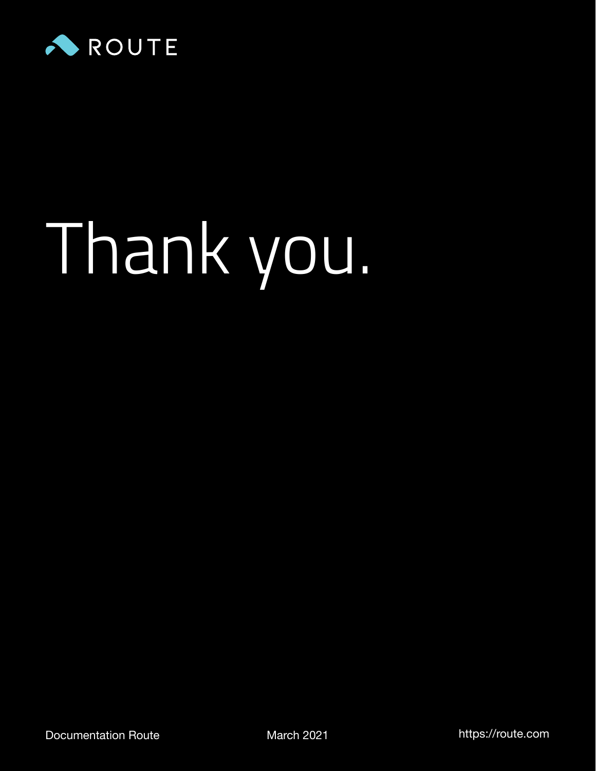ROUTE

# Thank you.